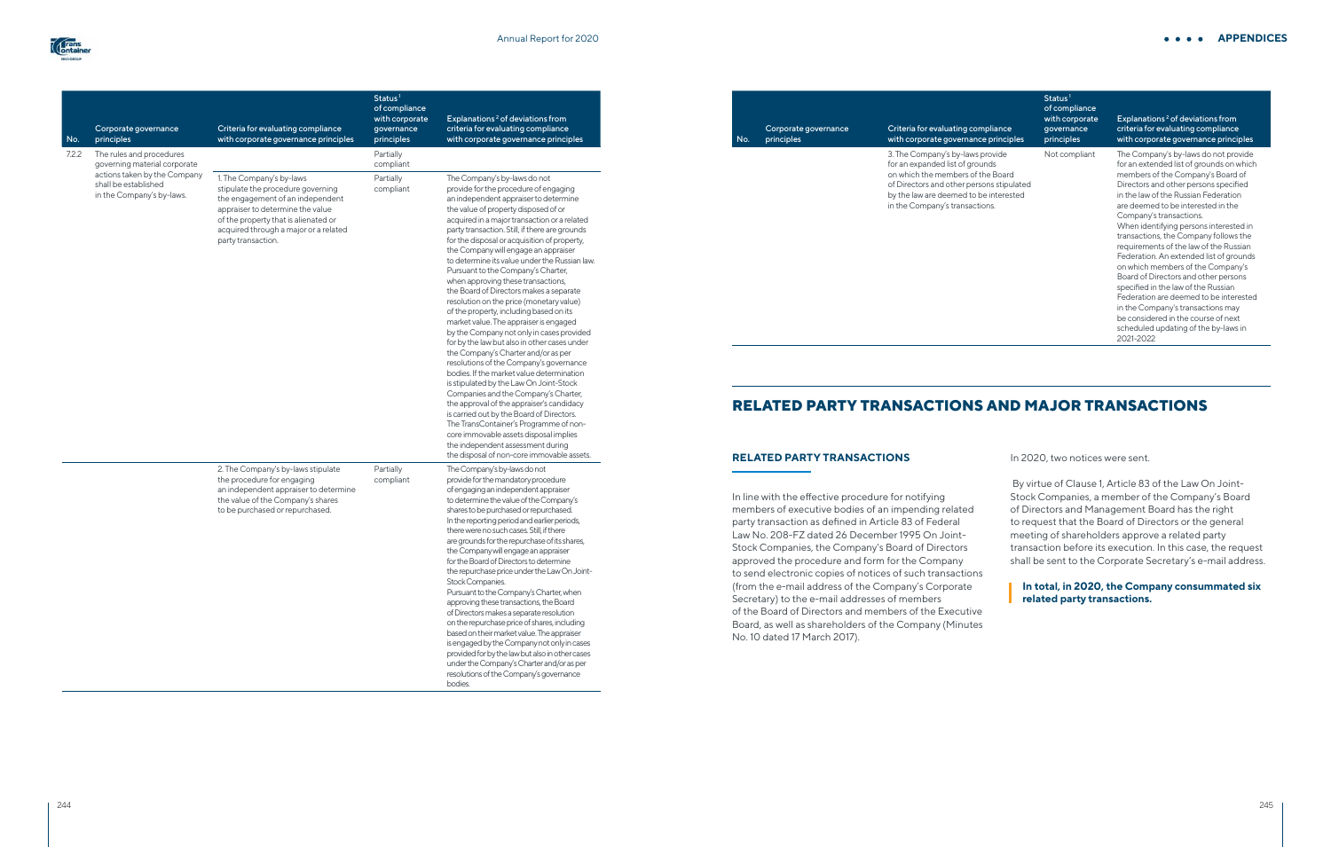| No. | Corporate governance principles | Criteria for evaluating compliance with corporate governance principles | Status[1] of compliance with corporate governance principles | Explanations[2] of deviations from criteria for evaluating compliance with corporate governance principles |
|---|---|---|---|---|
| 7.2.2 | The rules and procedures governing material corporate actions taken by the Company shall be established in the Company's by-laws. | | Partially compliant | |
| | | 1. The Company's by-laws stipulate the procedure governing the engagement of an independent appraiser to determine the value of the property that is alienated or acquired through a major or a related party transaction. | Partially compliant | The Company's by-laws do not provide for the procedure of engaging an independent appraiser to determine the value of property disposed of or acquired in a major transaction or a related party transaction. Still, if there are grounds for the disposal or acquisition of property, the Company will engage an appraiser to determine its value under the Russian law. Pursuant to the Company's Charter, when approving these transactions, the Board of Directors makes a separate resolution on the price (monetary value) of the property, including based on its market value. The appraiser is engaged by the Company not only in cases provided for by the law but also in other cases under the Company's Charter and/or as per resolutions of the Company's governance bodies. If the market value determination is stipulated by the Law On Joint-Stock Companies and the Company's Charter, the approval of the appraiser's candidacy is carried out by the Board of Directors. The TransContainer's Programme of non-core immovable assets disposal implies the independent assessment during the disposal of non-core immovable assets. |
| | | 2. The Company's by-laws stipulate the procedure for engaging an independent appraiser to determine the value of the Company's shares to be purchased or repurchased. | Partially compliant | The Company's by-laws do not provide for the mandatory procedure of engaging an independent appraiser to determine the value of the Company's shares to be purchased or repurchased. In the reporting period and earlier periods, there were no such cases. Still, if there are grounds for the repurchase of its shares, the Company will engage an appraiser for the Board of Directors to determine the repurchase price under the Law On Joint-Stock Companies. Pursuant to the Company's Charter, when approving these transactions, the Board of Directors makes a separate resolution on the repurchase price of shares, including based on their market value. The appraiser is engaged by the Company not only in cases provided for by the law but also in other cases under the Company's Charter and/or as per resolutions of the Company's governance bodies. |
| | | 3. The Company's by-laws provide for an expanded list of grounds on which the members of the Board of Directors and other persons stipulated by the law are deemed to be interested in the Company's transactions. | Not compliant | The Company's by-laws do not provide for an extended list of grounds on which members of the Company's Board of Directors and other persons specified in the law of the Russian Federation are deemed to be interested in the Company's transactions. When identifying persons interested in transactions, the Company follows the requirements of the law of the Russian Federation. An extended list of grounds on which members of the Company's Board of Directors and other persons specified in the law of the Russian Federation are deemed to be interested in the Company's transactions may be considered in the course of next scheduled updating of the by-laws in 2021-2022 |

# RELATED PARTY TRANSACTIONS AND MAJOR TRANSACTIONS

## RELATED PARTY TRANSACTIONS

In line with the effective procedure for notifying members of executive bodies of an impending related party transaction as defined in Article 83 of Federal Law No. 208-FZ dated 26 December 1995 On Joint-Stock Companies, the Company's Board of Directors approved the procedure and form for the Company to send electronic copies of notices of such transactions (from the e-mail address of the Company's Corporate Secretary) to the e-mail addresses of members of the Board of Directors and members of the Executive Board, as well as shareholders of the Company (Minutes No. 10 dated 17 March 2017).

In 2020, two notices were sent.

By virtue of Clause 1, Article 83 of the Law On Joint-Stock Companies, a member of the Company's Board of Directors and Management Board has the right to request that the Board of Directors or the general meeting of shareholders approve a related party transaction before its execution. In this case, the request shall be sent to the Corporate Secretary's e-mail address.

**In total, in 2020, the Company consummated six related party transactions.**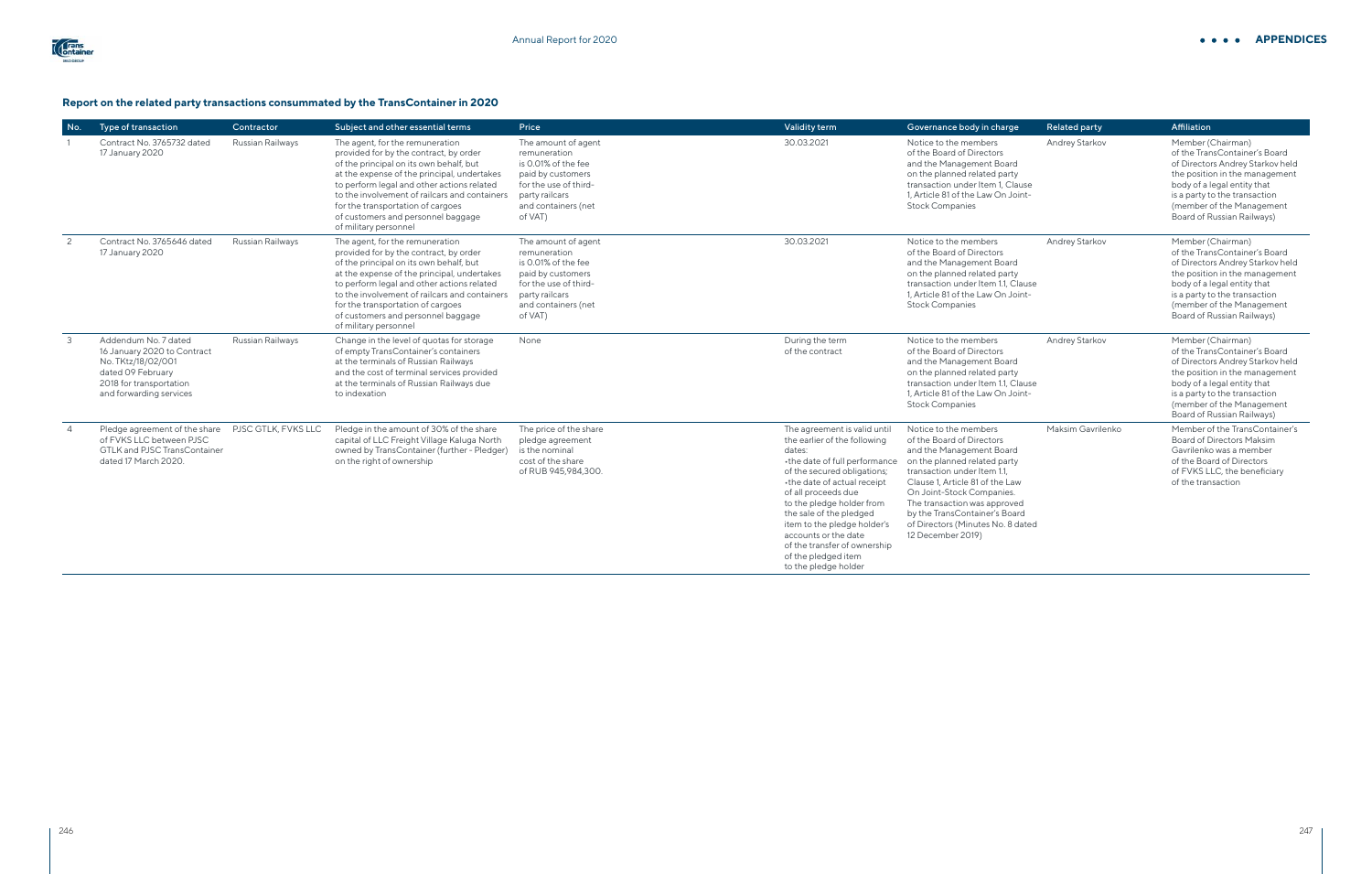### Report on the related party transactions consummated by the TransContainer in 2020

| No. | Type of transaction | Contractor | Subject and other essential terms | Price | Validity term | Governance body in charge | Related party | Affiliation |
|---|---|---|---|---|---|---|---|---|
| 1 | Contract No. 3765732 dated 17 January 2020 | Russian Railways | The agent, for the remuneration provided for by the contract, by order of the principal on its own behalf, but at the expense of the principal, undertakes to perform legal and other actions related to the involvement of railcars and containers for the transportation of cargoes of customers and personnel baggage of military personnel | The amount of agent remuneration is 0.01% of the fee paid by customers for the use of third-party railcars and containers (net of VAT) | 30.03.2021 | Notice to the members of the Board of Directors and the Management Board on the planned related party transaction under Item 1, Clause 1, Article 81 of the Law On Joint-Stock Companies | Andrey Starkov | Member (Chairman) of the TransContainer's Board of Directors Andrey Starkov held the position in the management body of a legal entity that is a party to the transaction (member of the Management Board of Russian Railways) |
| 2 | Contract No. 3765646 dated 17 January 2020 | Russian Railways | The agent, for the remuneration provided for by the contract, by order of the principal on its own behalf, but at the expense of the principal, undertakes to perform legal and other actions related to the involvement of railcars and containers for the transportation of cargoes of customers and personnel baggage of military personnel | The amount of agent remuneration is 0.01% of the fee paid by customers for the use of third-party railcars and containers (net of VAT) | 30.03.2021 | Notice to the members of the Board of Directors and the Management Board on the planned related party transaction under Item 1.1, Clause 1, Article 81 of the Law On Joint-Stock Companies | Andrey Starkov | Member (Chairman) of the TransContainer's Board of Directors Andrey Starkov held the position in the management body of a legal entity that is a party to the transaction (member of the Management Board of Russian Railways) |
| 3 | Addendum No. 7 dated 16 January 2020 to Contract No. TKtz/18/02/001 dated 09 February 2018 for transportation and forwarding services | Russian Railways | Change in the level of quotas for storage of empty TransContainer's containers at the terminals of Russian Railways and the cost of terminal services provided at the terminals of Russian Railways due to indexation | None | During the term of the contract | Notice to the members of the Board of Directors and the Management Board on the planned related party transaction under Item 1.1, Clause 1, Article 81 of the Law On Joint-Stock Companies | Andrey Starkov | Member (Chairman) of the TransContainer's Board of Directors Andrey Starkov held the position in the management body of a legal entity that is a party to the transaction (member of the Management Board of Russian Railways) |
| 4 | Pledge agreement of the share of FVKS LLC between PJSC GTLK and PJSC TransContainer dated 17 March 2020. | PJSC GTLK, FVKS LLC | Pledge in the amount of 30% of the share capital of LLC Freight Village Kaluga North owned by TransContainer (further - Pledger) on the right of ownership | The price of the share pledge agreement is the nominal cost of the share of RUB 945,984,300. | The agreement is valid until the earlier of the following dates:<br>•the date of full performance of the secured obligations;<br>•the date of actual receipt of all proceeds due to the pledge holder from the sale of the pledged item to the pledge holder's accounts or the date of the transfer of ownership of the pledged item to the pledge holder | Notice to the members of the Board of Directors and the Management Board on the planned related party transaction under Item 1.1, Clause 1, Article 81 of the Law On Joint-Stock Companies. The transaction was approved by the TransContainer's Board of Directors (Minutes No. 8 dated 12 December 2019) | Maksim Gavrilenko | Member of the TransContainer's Board of Directors Maksim Gavrilenko was a member of the Board of Directors of FVKS LLC, the beneficiary of the transaction |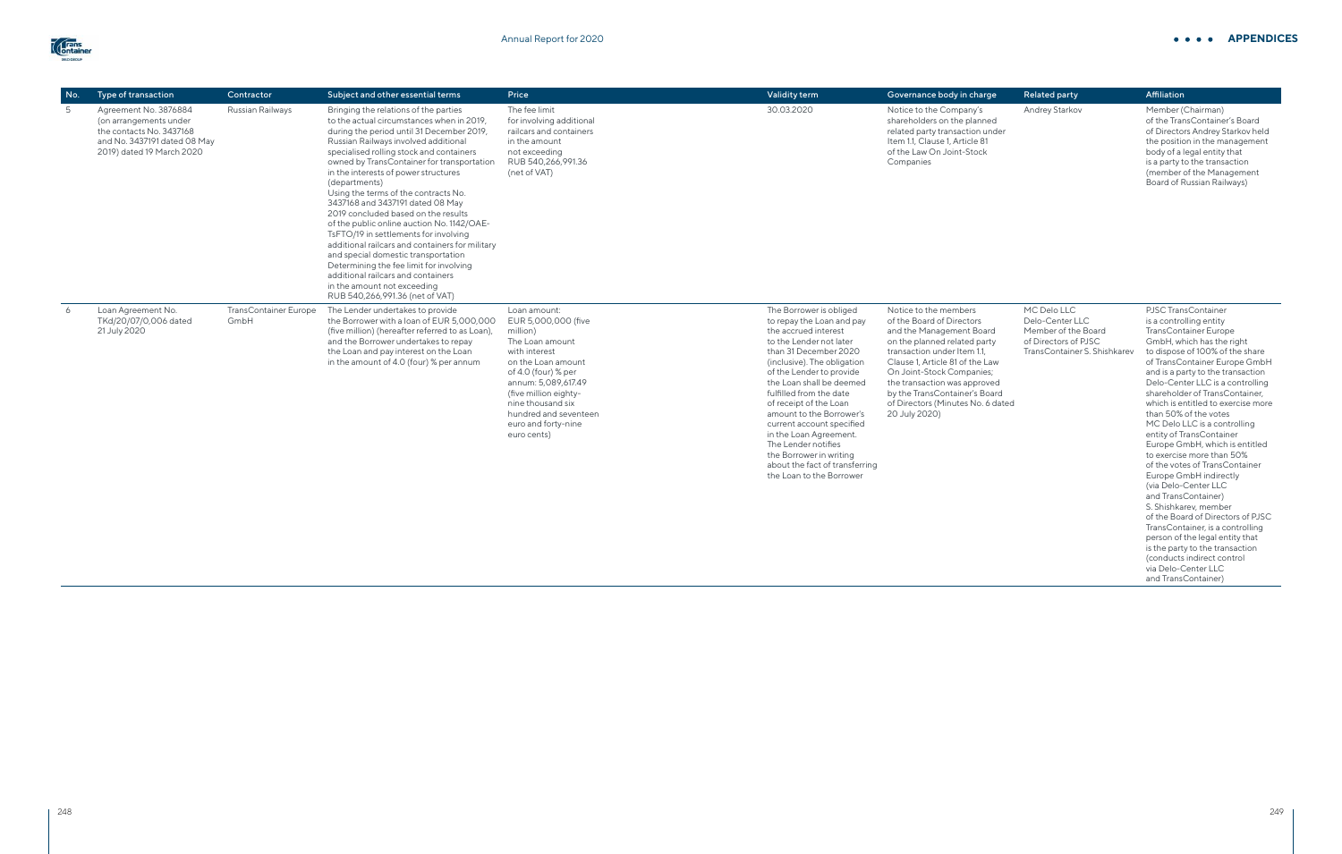| No. | Type of transaction | Contractor | Subject and other essential terms | Price | Validity term | Governance body in charge | Related party | Affiliation |
| --- | --- | --- | --- | --- | --- | --- | --- | --- |
| 5 | Agreement No. 3876884 (on arrangements under the contacts No. 3437168 and No. 3437191 dated 08 May 2019) dated 19 March 2020 | Russian Railways | Bringing the relations of the parties to the actual circumstances when in 2019, during the period until 31 December 2019, Russian Railways involved additional specialised rolling stock and containers owned by TransContainer for transportation in the interests of power structures (departments)<br>Using the terms of the contracts No. 3437168 and 3437191 dated 08 May 2019 concluded based on the results of the public online auction No. 1142/OAE-TsFTO/19 in settlements for involving additional railcars and containers for military and special domestic transportation<br>Determining the fee limit for involving additional railcars and containers in the amount not exceeding RUB 540,266,991.36 (net of VAT) | The fee limit for involving additional railcars and containers in the amount not exceeding RUB 540,266,991.36 (net of VAT) | 30.03.2020 | Notice to the Company's shareholders on the planned related party transaction under Item 1.1, Clause 1, Article 81 of the Law On Joint-Stock Companies | Andrey Starkov | Member (Chairman) of the TransContainer's Board of Directors Andrey Starkov held the position in the management body of a legal entity that is a party to the transaction (member of the Management Board of Russian Railways) |
| 6 | Loan Agreement No. TKd/20/07/0,006 dated 21 July 2020 | TransContainer Europe GmbH | The Lender undertakes to provide the Borrower with a loan of EUR 5,000,000 (five million) (hereafter referred to as Loan), and the Borrower undertakes to repay the Loan and pay interest on the Loan in the amount of 4.0 (four) % per annum | Loan amount: EUR 5,000,000 (five million)<br>The Loan amount with interest on the Loan amount of 4.0 (four) % per annum: 5,089,617.49 (five million eighty-nine thousand six hundred and seventeen euro and forty-nine euro cents) | The Borrower is obliged to repay the Loan and pay the accrued interest to the Lender not later than 31 December 2020 (inclusive). The obligation of the Lender to provide the Loan shall be deemed fulfilled from the date of receipt of the Loan amount to the Borrower's current account specified in the Loan Agreement. The Lender notifies the Borrower in writing about the fact of transferring the Loan to the Borrower | Notice to the members of the Board of Directors and the Management Board on the planned related party transaction under Item 1.1, Clause 1, Article 81 of the Law On Joint-Stock Companies; the transaction was approved by the TransContainer's Board of Directors (Minutes No. 6 dated 20 July 2020) | MC Delo LLC<br>Delo-Center LLC<br>Member of the Board of Directors of PJSC TransContainer S. Shishkarev | PJSC TransContainer is a controlling entity TransContainer Europe GmbH, which has the right to dispose of 100% of the share of TransContainer Europe GmbH and is a party to the transaction<br>Delo-Center LLC is a controlling shareholder of TransContainer, which is entitled to exercise more than 50% of the votes<br>MC Delo LLC is a controlling entity of TransContainer Europe GmbH, which is entitled to exercise more than 50% of the votes of TransContainer Europe GmbH indirectly (via Delo-Center LLC and TransContainer)<br>S. Shishkarev, member of the Board of Directors of PJSC TransContainer, is a controlling person of the legal entity that is the party to the transaction (conducts indirect control via Delo-Center LLC and TransContainer) |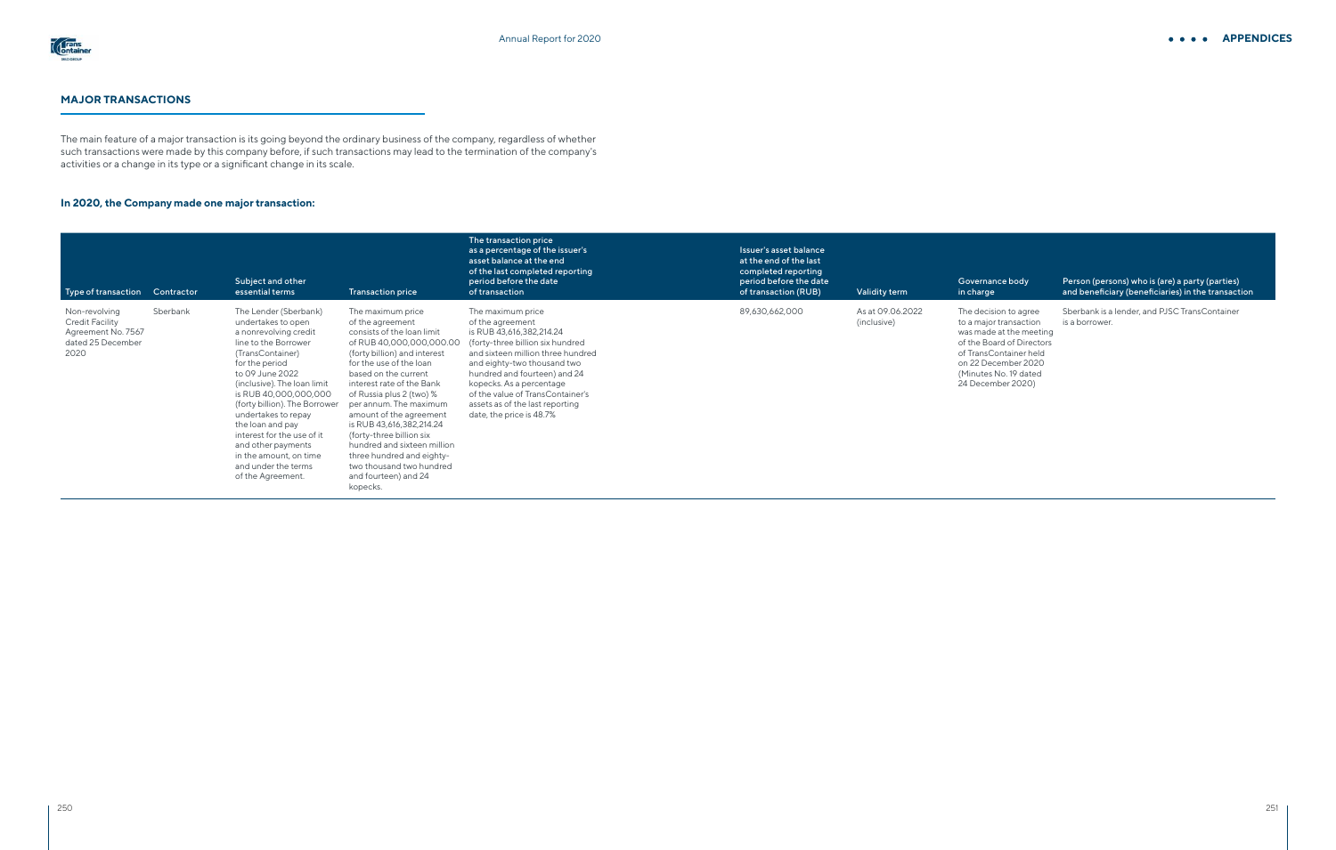## MAJOR TRANSACTIONS

The main feature of a major transaction is its going beyond the ordinary business of the company, regardless of whether such transactions were made by this company before, if such transactions may lead to the termination of the company's activities or a change in its type or a significant change in its scale.

### In 2020, the Company made one major transaction:

| Type of transaction | Contractor | Subject and other essential terms | Transaction price | The transaction price as a percentage of the issuer's asset balance at the end of the last completed reporting period before the date of transaction | Issuer's asset balance at the end of the last completed reporting period before the date of transaction (RUB) | Validity term | Governance body in charge | Person (persons) who is (are) a party (parties) and beneficiary (beneficiaries) in the transaction |
|---|---|---|---|---|---|---|---|---|
| Non-revolving Credit Facility Agreement No. 7567 dated 25 December 2020 | Sberbank | The Lender (Sberbank) undertakes to open a nonrevolving credit line to the Borrower (TransContainer) for the period to 09 June 2022 (inclusive). The loan limit is RUB 40,000,000,000 (forty billion). The Borrower undertakes to repay the loan and pay interest for the use of it and other payments in the amount, on time and under the terms of the Agreement. | The maximum price of the agreement consists of the loan limit of RUB 40,000,000,000.00 (forty billion) and interest for the use of the loan based on the current interest rate of the Bank of Russia plus 2 (two) % per annum. The maximum amount of the agreement is RUB 43,616,382,214.24 (forty-three billion six hundred and sixteen million three hundred and eighty-two thousand two hundred and fourteen) and 24 kopecks. | The maximum price of the agreement is RUB 43,616,382,214.24 (forty-three billion six hundred and sixteen million three hundred and eighty-two thousand two hundred and fourteen) and 24 kopecks. As a percentage of the value of TransContainer's assets as of the last reporting date, the price is 48.7% | 89,630,662,000 | As at 09.06.2022 (inclusive) | The decision to agree to a major transaction was made at the meeting of the Board of Directors of TransContainer held on 22 December 2020 (Minutes No. 19 dated 24 December 2020) | Sberbank is a lender, and PJSC TransContainer is a borrower. |